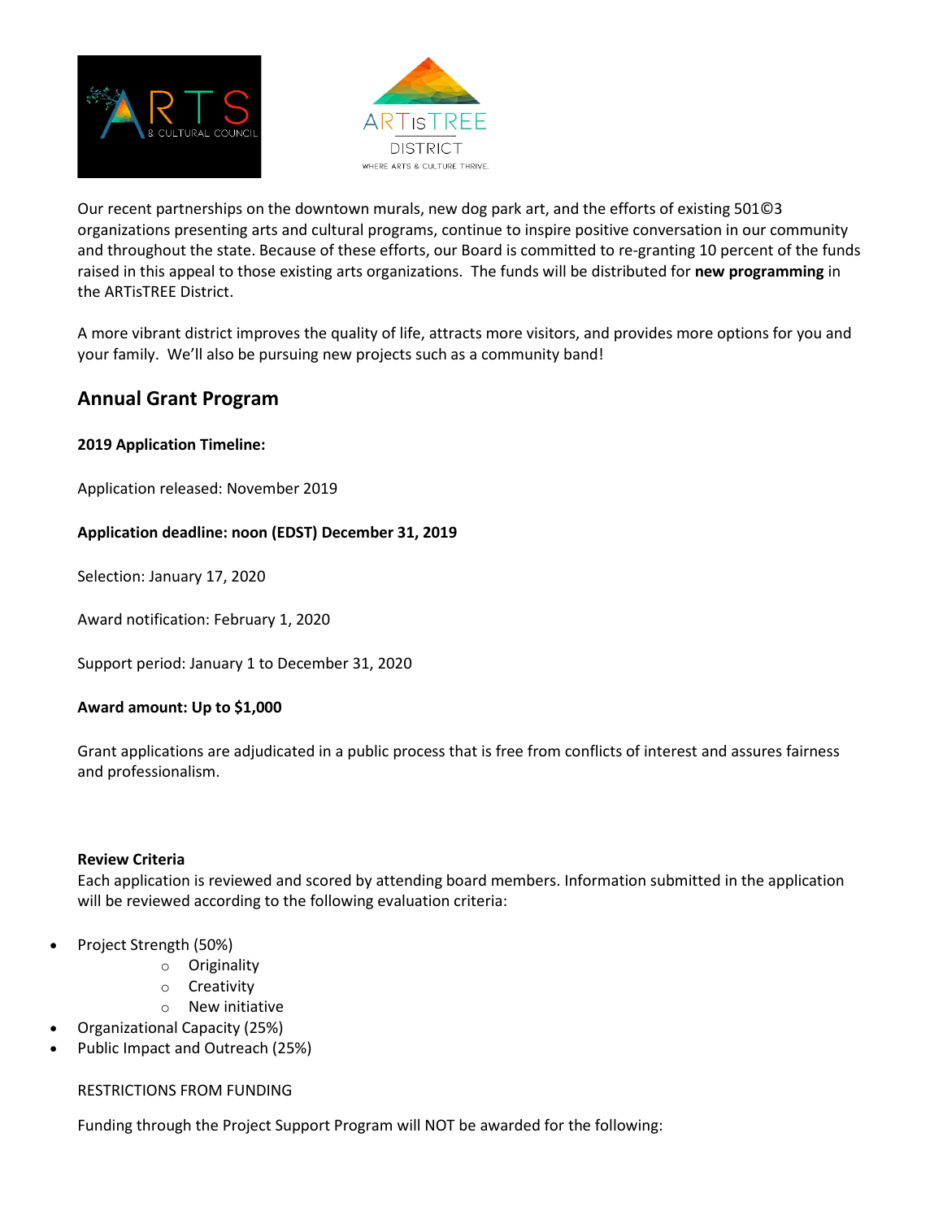Our recent partnerships on the downtown murals, new dog park art, and the efforts of existing 501©3 organizations presenting arts and cultural programs, continue to inspire positive conversation in our community and throughout the state. Because of these efforts, our Board is committed to re-granting 10 percent of the funds raised in this appeal to those existing arts organizations. The funds will be distributed for **new programming** in the ARTisTREE District.

A more vibrant district improves the quality of life, attracts more visitors, and provides more options for you and your family. We'll also be pursuing new projects such as a community band!

## Annual Grant Program

**2019 Application Timeline:**

Application released: November 2019

**Application deadline: noon (EDST) December 31, 2019**

Selection: January 17, 2020

Award notification: February 1, 2020

Support period: January 1 to December 31, 2020

**Award amount: Up to $1,000**

Grant applications are adjudicated in a public process that is free from conflicts of interest and assures fairness and professionalism.

**Review Criteria**

Each application is reviewed and scored by attending board members. Information submitted in the application will be reviewed according to the following evaluation criteria:

- Project Strength (50%)
  - Originality
  - Creativity
  - New initiative
- Organizational Capacity (25%)
- Public Impact and Outreach (25%)

RESTRICTIONS FROM FUNDING

Funding through the Project Support Program will NOT be awarded for the following: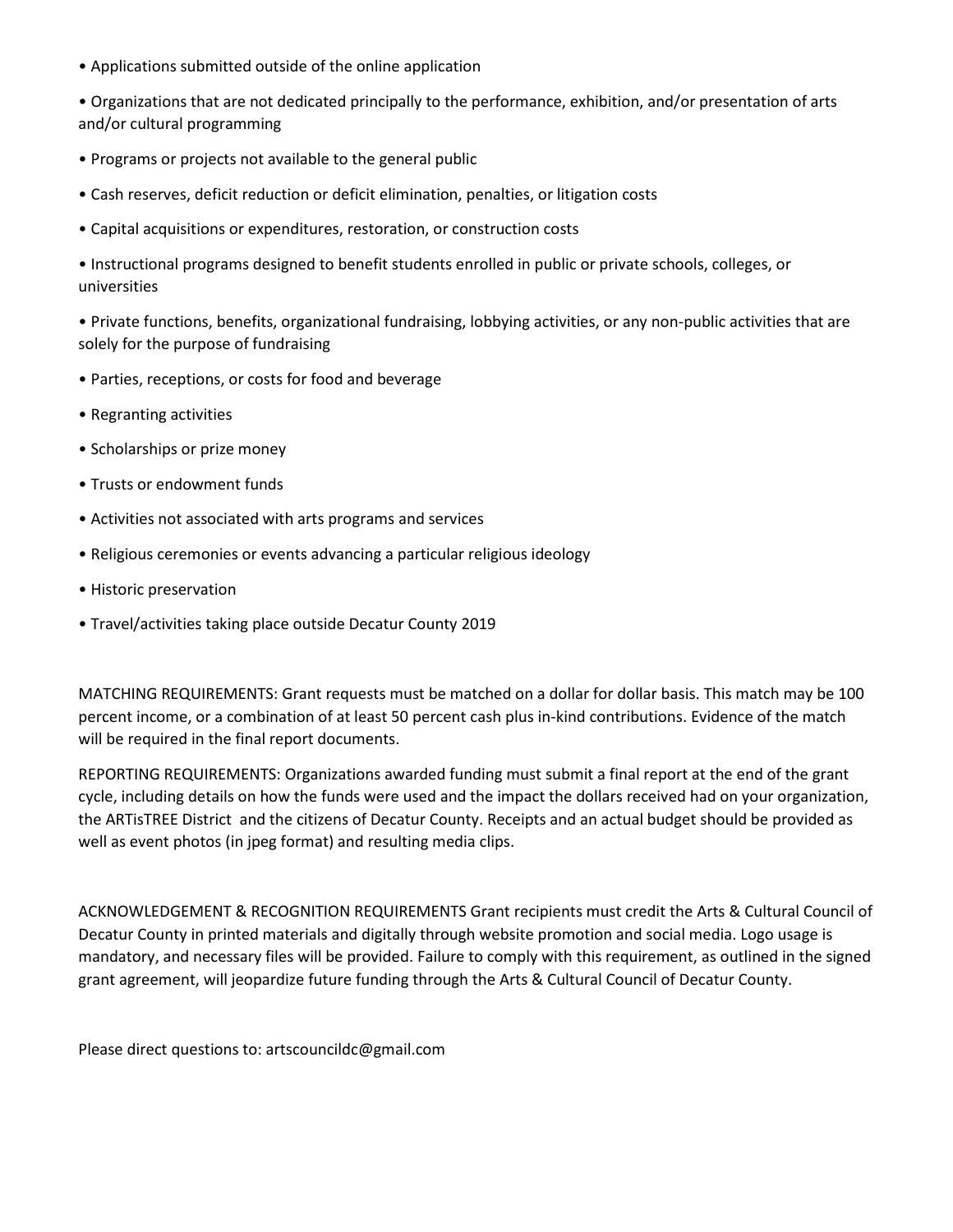- Applications submitted outside of the online application
- Organizations that are not dedicated principally to the performance, exhibition, and/or presentation of arts and/or cultural programming
- Programs or projects not available to the general public
- Cash reserves, deficit reduction or deficit elimination, penalties, or litigation costs
- Capital acquisitions or expenditures, restoration, or construction costs
- Instructional programs designed to benefit students enrolled in public or private schools, colleges, or universities
- Private functions, benefits, organizational fundraising, lobbying activities, or any non-public activities that are solely for the purpose of fundraising
- Parties, receptions, or costs for food and beverage
- Regranting activities
- Scholarships or prize money
- Trusts or endowment funds
- Activities not associated with arts programs and services
- Religious ceremonies or events advancing a particular religious ideology
- Historic preservation
- Travel/activities taking place outside Decatur County 2019

MATCHING REQUIREMENTS: Grant requests must be matched on a dollar for dollar basis. This match may be 100 percent income, or a combination of at least 50 percent cash plus in-kind contributions. Evidence of the match will be required in the final report documents.

REPORTING REQUIREMENTS: Organizations awarded funding must submit a final report at the end of the grant cycle, including details on how the funds were used and the impact the dollars received had on your organization, the ARTisTREE District and the citizens of Decatur County. Receipts and an actual budget should be provided as well as event photos (in jpeg format) and resulting media clips.

ACKNOWLEDGEMENT & RECOGNITION REQUIREMENTS Grant recipients must credit the Arts & Cultural Council of Decatur County in printed materials and digitally through website promotion and social media. Logo usage is mandatory, and necessary files will be provided. Failure to comply with this requirement, as outlined in the signed grant agreement, will jeopardize future funding through the Arts & Cultural Council of Decatur County.

Please direct questions to: artscouncildc@gmail.com